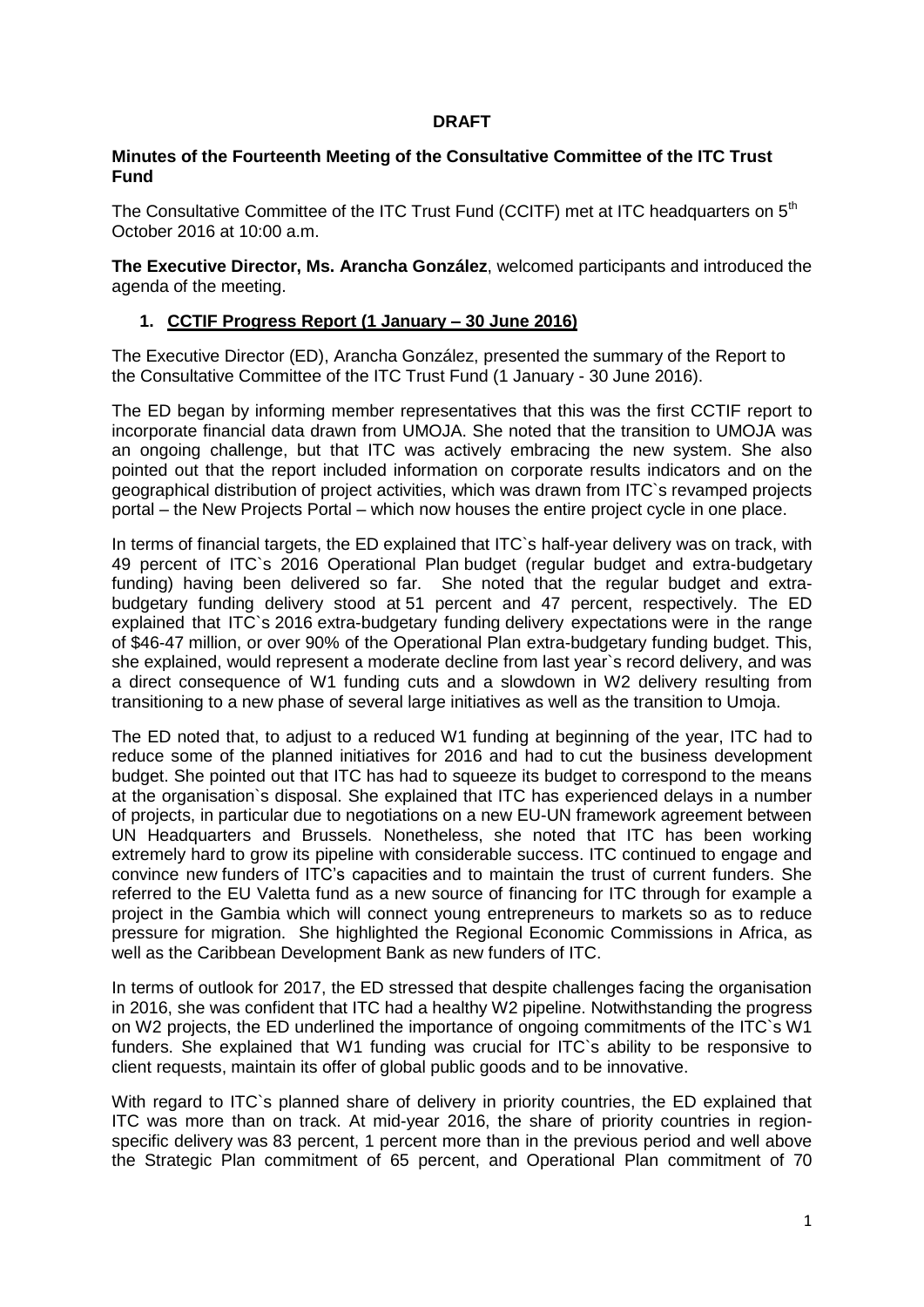**DRAFT**

**Minutes of the Fourteenth Meeting of the Consultative Committee of the ITC Trust Fund**

The Consultative Committee of the ITC Trust Fund (CCITF) met at ITC headquarters on 5th October 2016 at 10:00 a.m.

**The Executive Director, Ms. Arancha González**, welcomed participants and introduced the agenda of the meeting.

1. **CCTIF Progress Report (1 January – 30 June 2016)**

The Executive Director (ED), Arancha González, presented the summary of the Report to the Consultative Committee of the ITC Trust Fund (1 January - 30 June 2016).

The ED began by informing member representatives that this was the first CCTIF report to incorporate financial data drawn from UMOJA. She noted that the transition to UMOJA was an ongoing challenge, but that ITC was actively embracing the new system. She also pointed out that the report included information on corporate results indicators and on the geographical distribution of project activities, which was drawn from ITC`s revamped projects portal – the New Projects Portal – which now houses the entire project cycle in one place.

In terms of financial targets, the ED explained that ITC`s half-year delivery was on track, with 49 percent of ITC`s 2016 Operational Plan budget (regular budget and extra-budgetary funding) having been delivered so far. She noted that the regular budget and extra-budgetary funding delivery stood at 51 percent and 47 percent, respectively. The ED explained that ITC`s 2016 extra-budgetary funding delivery expectations were in the range of $46-47 million, or over 90% of the Operational Plan extra-budgetary funding budget. This, she explained, would represent a moderate decline from last year`s record delivery, and was a direct consequence of W1 funding cuts and a slowdown in W2 delivery resulting from transitioning to a new phase of several large initiatives as well as the transition to Umoja.

The ED noted that, to adjust to a reduced W1 funding at beginning of the year, ITC had to reduce some of the planned initiatives for 2016 and had to cut the business development budget. She pointed out that ITC has had to squeeze its budget to correspond to the means at the organisation`s disposal. She explained that ITC has experienced delays in a number of projects, in particular due to negotiations on a new EU-UN framework agreement between UN Headquarters and Brussels. Nonetheless, she noted that ITC has been working extremely hard to grow its pipeline with considerable success. ITC continued to engage and convince new funders of ITC's capacities and to maintain the trust of current funders. She referred to the EU Valetta fund as a new source of financing for ITC through for example a project in the Gambia which will connect young entrepreneurs to markets so as to reduce pressure for migration. She highlighted the Regional Economic Commissions in Africa, as well as the Caribbean Development Bank as new funders of ITC.

In terms of outlook for 2017, the ED stressed that despite challenges facing the organisation in 2016, she was confident that ITC had a healthy W2 pipeline. Notwithstanding the progress on W2 projects, the ED underlined the importance of ongoing commitments of the ITC`s W1 funders. She explained that W1 funding was crucial for ITC`s ability to be responsive to client requests, maintain its offer of global public goods and to be innovative.

With regard to ITC`s planned share of delivery in priority countries, the ED explained that ITC was more than on track. At mid-year 2016, the share of priority countries in region-specific delivery was 83 percent, 1 percent more than in the previous period and well above the Strategic Plan commitment of 65 percent, and Operational Plan commitment of 70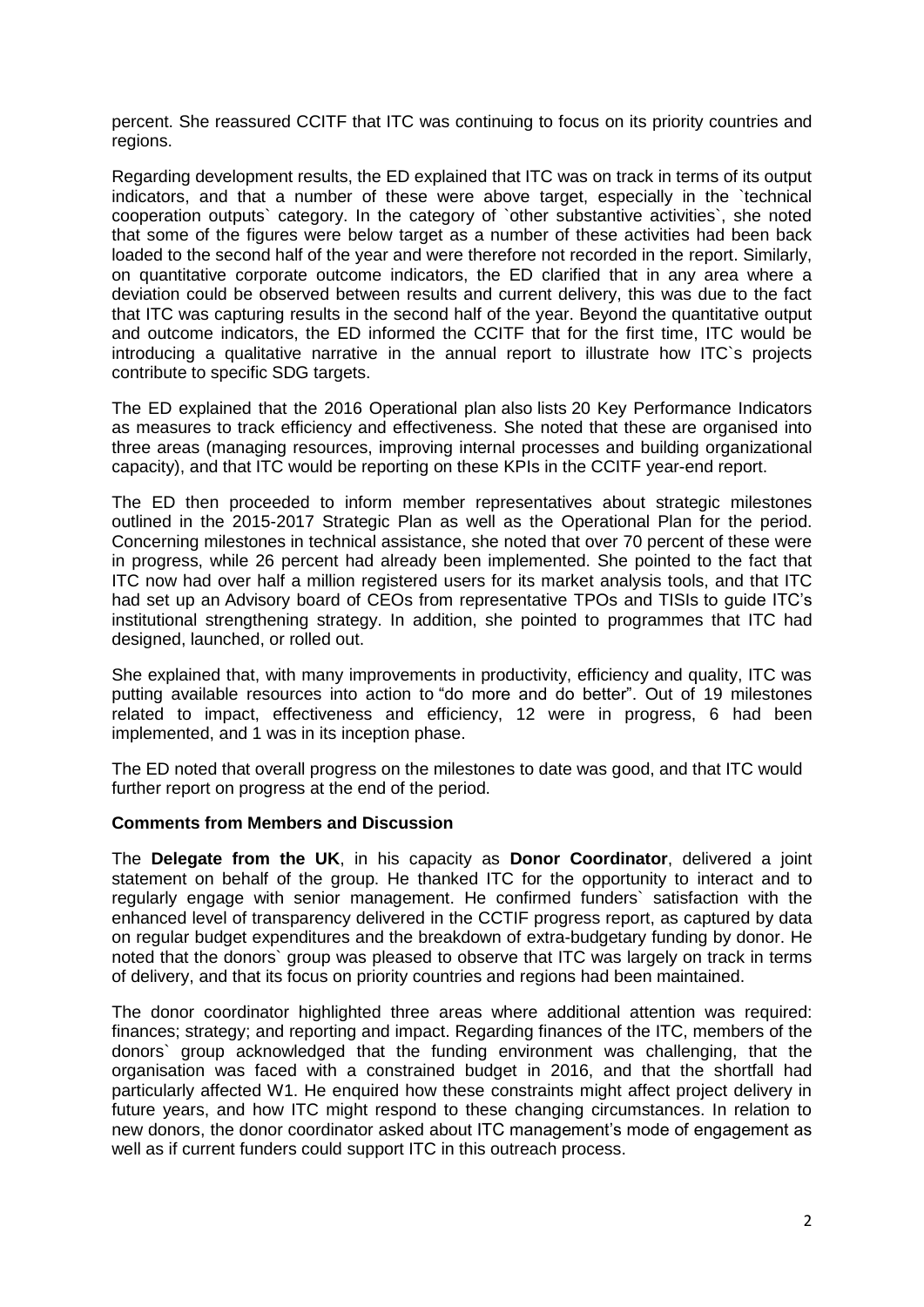percent. She reassured CCITF that ITC was continuing to focus on its priority countries and regions.

Regarding development results, the ED explained that ITC was on track in terms of its output indicators, and that a number of these were above target, especially in the `technical cooperation outputs` category. In the category of `other substantive activities`, she noted that some of the figures were below target as a number of these activities had been back loaded to the second half of the year and were therefore not recorded in the report. Similarly, on quantitative corporate outcome indicators, the ED clarified that in any area where a deviation could be observed between results and current delivery, this was due to the fact that ITC was capturing results in the second half of the year. Beyond the quantitative output and outcome indicators, the ED informed the CCITF that for the first time, ITC would be introducing a qualitative narrative in the annual report to illustrate how ITC`s projects contribute to specific SDG targets.

The ED explained that the 2016 Operational plan also lists 20 Key Performance Indicators as measures to track efficiency and effectiveness. She noted that these are organised into three areas (managing resources, improving internal processes and building organizational capacity), and that ITC would be reporting on these KPIs in the CCITF year-end report.

The ED then proceeded to inform member representatives about strategic milestones outlined in the 2015-2017 Strategic Plan as well as the Operational Plan for the period. Concerning milestones in technical assistance, she noted that over 70 percent of these were in progress, while 26 percent had already been implemented. She pointed to the fact that ITC now had over half a million registered users for its market analysis tools, and that ITC had set up an Advisory board of CEOs from representative TPOs and TISIs to guide ITC's institutional strengthening strategy. In addition, she pointed to programmes that ITC had designed, launched, or rolled out.

She explained that, with many improvements in productivity, efficiency and quality, ITC was putting available resources into action to "do more and do better". Out of 19 milestones related to impact, effectiveness and efficiency, 12 were in progress, 6 had been implemented, and 1 was in its inception phase.

The ED noted that overall progress on the milestones to date was good, and that ITC would further report on progress at the end of the period.

**Comments from Members and Discussion**

The **Delegate from the UK**, in his capacity as **Donor Coordinator**, delivered a joint statement on behalf of the group. He thanked ITC for the opportunity to interact and to regularly engage with senior management. He confirmed funders` satisfaction with the enhanced level of transparency delivered in the CCTIF progress report, as captured by data on regular budget expenditures and the breakdown of extra-budgetary funding by donor. He noted that the donors` group was pleased to observe that ITC was largely on track in terms of delivery, and that its focus on priority countries and regions had been maintained.

The donor coordinator highlighted three areas where additional attention was required: finances; strategy; and reporting and impact. Regarding finances of the ITC, members of the donors` group acknowledged that the funding environment was challenging, that the organisation was faced with a constrained budget in 2016, and that the shortfall had particularly affected W1. He enquired how these constraints might affect project delivery in future years, and how ITC might respond to these changing circumstances. In relation to new donors, the donor coordinator asked about ITC management's mode of engagement as well as if current funders could support ITC in this outreach process.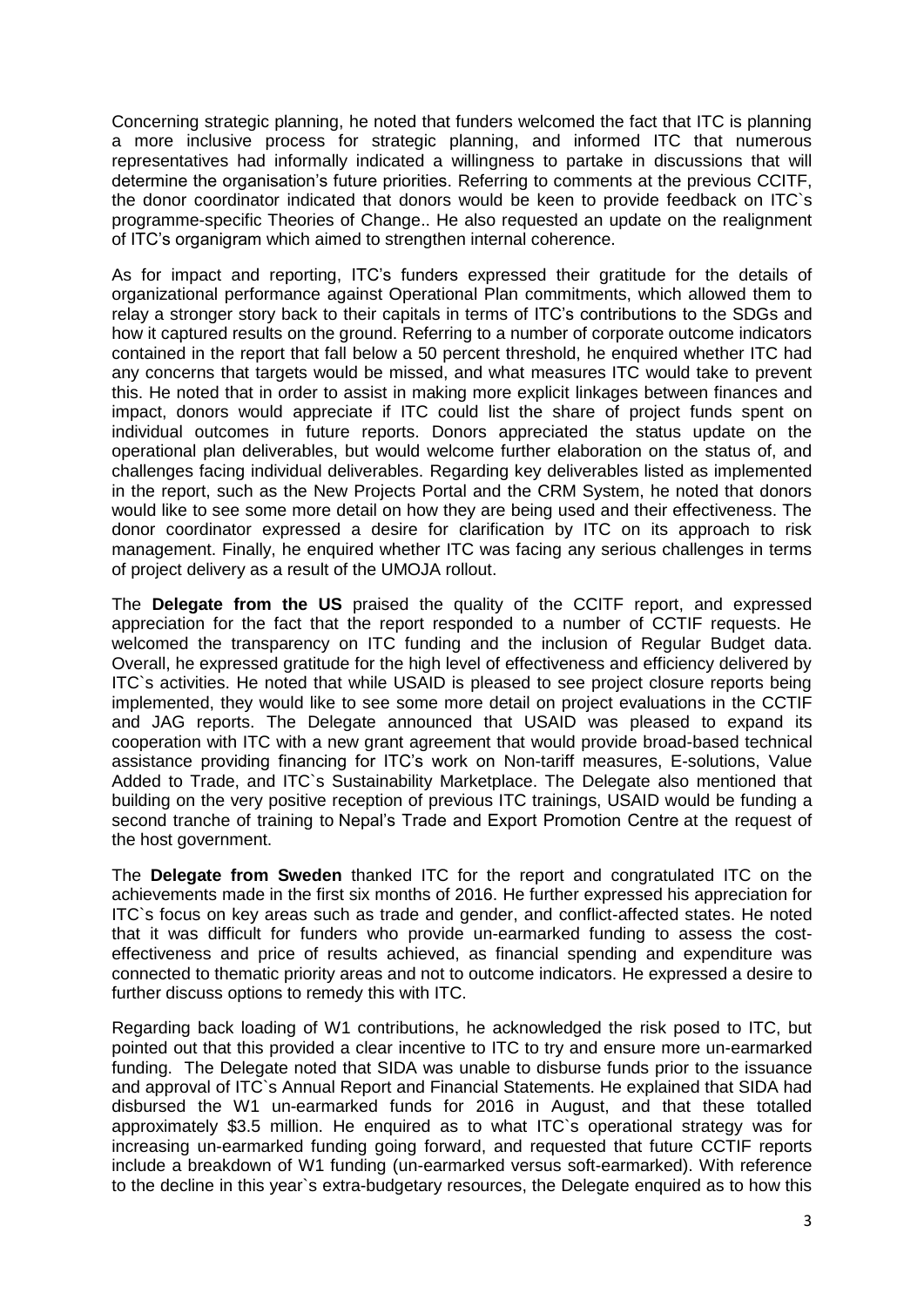Concerning strategic planning, he noted that funders welcomed the fact that ITC is planning a more inclusive process for strategic planning, and informed ITC that numerous representatives had informally indicated a willingness to partake in discussions that will determine the organisation's future priorities. Referring to comments at the previous CCITF, the donor coordinator indicated that donors would be keen to provide feedback on ITC`s programme-specific Theories of Change.. He also requested an update on the realignment of ITC's organigram which aimed to strengthen internal coherence.

As for impact and reporting, ITC's funders expressed their gratitude for the details of organizational performance against Operational Plan commitments, which allowed them to relay a stronger story back to their capitals in terms of ITC's contributions to the SDGs and how it captured results on the ground. Referring to a number of corporate outcome indicators contained in the report that fall below a 50 percent threshold, he enquired whether ITC had any concerns that targets would be missed, and what measures ITC would take to prevent this. He noted that in order to assist in making more explicit linkages between finances and impact, donors would appreciate if ITC could list the share of project funds spent on individual outcomes in future reports. Donors appreciated the status update on the operational plan deliverables, but would welcome further elaboration on the status of, and challenges facing individual deliverables. Regarding key deliverables listed as implemented in the report, such as the New Projects Portal and the CRM System, he noted that donors would like to see some more detail on how they are being used and their effectiveness. The donor coordinator expressed a desire for clarification by ITC on its approach to risk management. Finally, he enquired whether ITC was facing any serious challenges in terms of project delivery as a result of the UMOJA rollout.

The **Delegate from the US** praised the quality of the CCITF report, and expressed appreciation for the fact that the report responded to a number of CCTIF requests. He welcomed the transparency on ITC funding and the inclusion of Regular Budget data. Overall, he expressed gratitude for the high level of effectiveness and efficiency delivered by ITC`s activities. He noted that while USAID is pleased to see project closure reports being implemented, they would like to see some more detail on project evaluations in the CCTIF and JAG reports. The Delegate announced that USAID was pleased to expand its cooperation with ITC with a new grant agreement that would provide broad-based technical assistance providing financing for ITC's work on Non-tariff measures, E-solutions, Value Added to Trade, and ITC`s Sustainability Marketplace. The Delegate also mentioned that building on the very positive reception of previous ITC trainings, USAID would be funding a second tranche of training to Nepal's Trade and Export Promotion Centre at the request of the host government.

The **Delegate from Sweden** thanked ITC for the report and congratulated ITC on the achievements made in the first six months of 2016. He further expressed his appreciation for ITC`s focus on key areas such as trade and gender, and conflict-affected states. He noted that it was difficult for funders who provide un-earmarked funding to assess the cost-effectiveness and price of results achieved, as financial spending and expenditure was connected to thematic priority areas and not to outcome indicators. He expressed a desire to further discuss options to remedy this with ITC.

Regarding back loading of W1 contributions, he acknowledged the risk posed to ITC, but pointed out that this provided a clear incentive to ITC to try and ensure more un-earmarked funding. The Delegate noted that SIDA was unable to disburse funds prior to the issuance and approval of ITC`s Annual Report and Financial Statements. He explained that SIDA had disbursed the W1 un-earmarked funds for 2016 in August, and that these totalled approximately \$3.5 million. He enquired as to what ITC`s operational strategy was for increasing un-earmarked funding going forward, and requested that future CCTIF reports include a breakdown of W1 funding (un-earmarked versus soft-earmarked). With reference to the decline in this year`s extra-budgetary resources, the Delegate enquired as to how this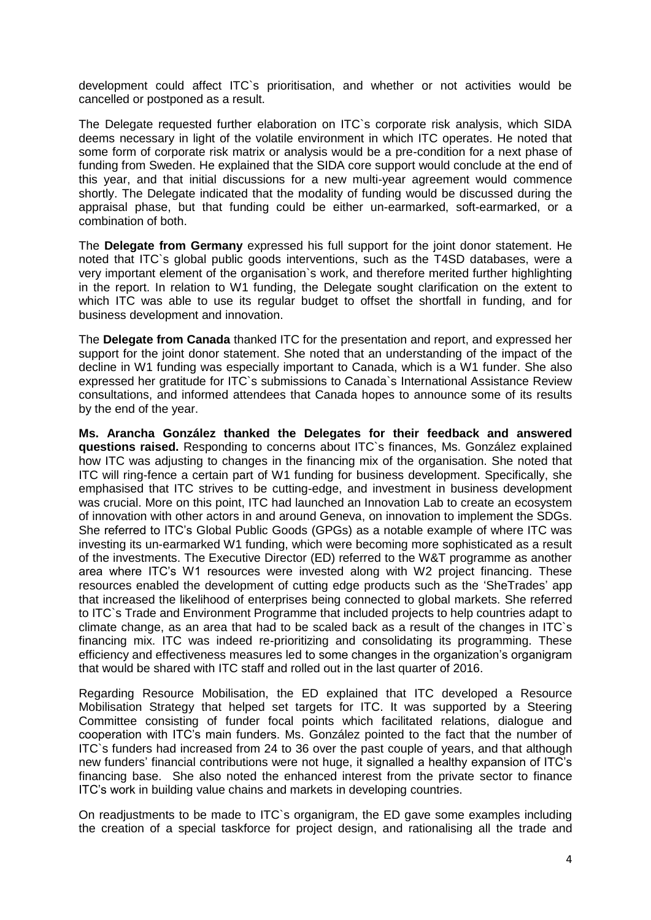development could affect ITC`s prioritisation, and whether or not activities would be cancelled or postponed as a result.

The Delegate requested further elaboration on ITC`s corporate risk analysis, which SIDA deems necessary in light of the volatile environment in which ITC operates. He noted that some form of corporate risk matrix or analysis would be a pre-condition for a next phase of funding from Sweden. He explained that the SIDA core support would conclude at the end of this year, and that initial discussions for a new multi-year agreement would commence shortly. The Delegate indicated that the modality of funding would be discussed during the appraisal phase, but that funding could be either un-earmarked, soft-earmarked, or a combination of both.

The **Delegate from Germany** expressed his full support for the joint donor statement. He noted that ITC`s global public goods interventions, such as the T4SD databases, were a very important element of the organisation`s work, and therefore merited further highlighting in the report. In relation to W1 funding, the Delegate sought clarification on the extent to which ITC was able to use its regular budget to offset the shortfall in funding, and for business development and innovation.

The **Delegate from Canada** thanked ITC for the presentation and report, and expressed her support for the joint donor statement. She noted that an understanding of the impact of the decline in W1 funding was especially important to Canada, which is a W1 funder. She also expressed her gratitude for ITC`s submissions to Canada`s International Assistance Review consultations, and informed attendees that Canada hopes to announce some of its results by the end of the year.

**Ms. Arancha González thanked the Delegates for their feedback and answered questions raised.** Responding to concerns about ITC`s finances, Ms. González explained how ITC was adjusting to changes in the financing mix of the organisation. She noted that ITC will ring-fence a certain part of W1 funding for business development. Specifically, she emphasised that ITC strives to be cutting-edge, and investment in business development was crucial. More on this point, ITC had launched an Innovation Lab to create an ecosystem of innovation with other actors in and around Geneva, on innovation to implement the SDGs. She referred to ITC's Global Public Goods (GPGs) as a notable example of where ITC was investing its un-earmarked W1 funding, which were becoming more sophisticated as a result of the investments. The Executive Director (ED) referred to the W&T programme as another area where ITC's W1 resources were invested along with W2 project financing. These resources enabled the development of cutting edge products such as the 'SheTrades' app that increased the likelihood of enterprises being connected to global markets. She referred to ITC`s Trade and Environment Programme that included projects to help countries adapt to climate change, as an area that had to be scaled back as a result of the changes in ITC`s financing mix. ITC was indeed re-prioritizing and consolidating its programming. These efficiency and effectiveness measures led to some changes in the organization's organigram that would be shared with ITC staff and rolled out in the last quarter of 2016.

Regarding Resource Mobilisation, the ED explained that ITC developed a Resource Mobilisation Strategy that helped set targets for ITC. It was supported by a Steering Committee consisting of funder focal points which facilitated relations, dialogue and cooperation with ITC's main funders. Ms. González pointed to the fact that the number of ITC`s funders had increased from 24 to 36 over the past couple of years, and that although new funders' financial contributions were not huge, it signalled a healthy expansion of ITC's financing base. She also noted the enhanced interest from the private sector to finance ITC's work in building value chains and markets in developing countries.

On readjustments to be made to ITC`s organigram, the ED gave some examples including the creation of a special taskforce for project design, and rationalising all the trade and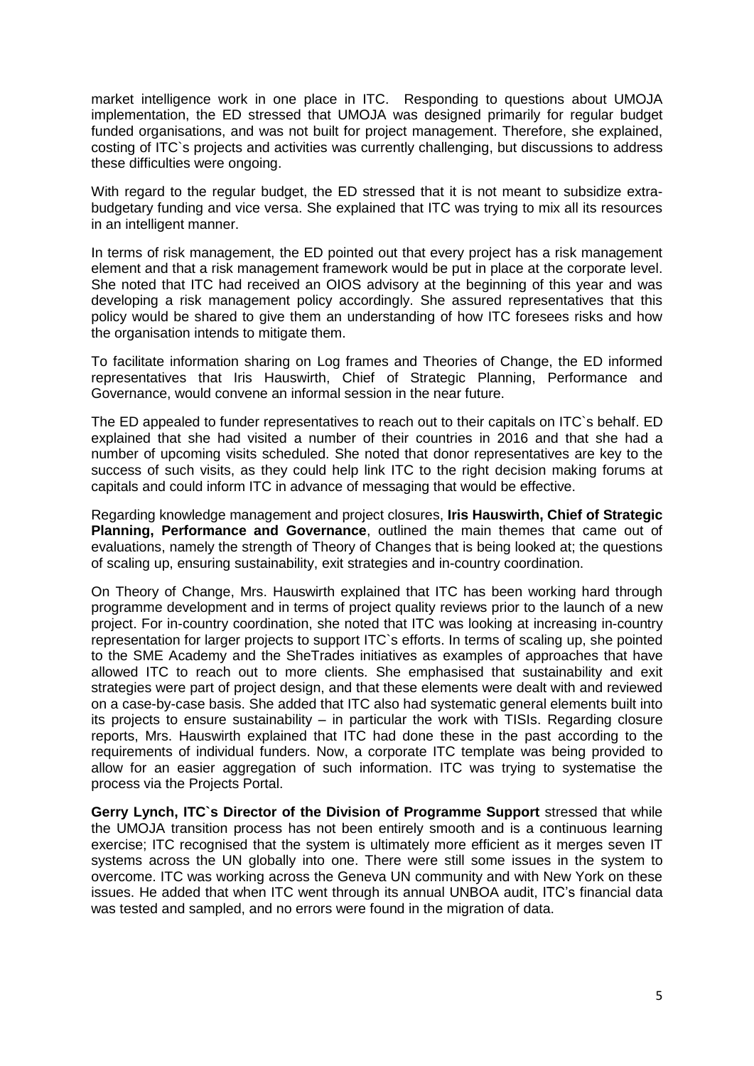market intelligence work in one place in ITC. Responding to questions about UMOJA implementation, the ED stressed that UMOJA was designed primarily for regular budget funded organisations, and was not built for project management. Therefore, she explained, costing of ITC`s projects and activities was currently challenging, but discussions to address these difficulties were ongoing.

With regard to the regular budget, the ED stressed that it is not meant to subsidize extra-budgetary funding and vice versa. She explained that ITC was trying to mix all its resources in an intelligent manner.

In terms of risk management, the ED pointed out that every project has a risk management element and that a risk management framework would be put in place at the corporate level. She noted that ITC had received an OIOS advisory at the beginning of this year and was developing a risk management policy accordingly. She assured representatives that this policy would be shared to give them an understanding of how ITC foresees risks and how the organisation intends to mitigate them.

To facilitate information sharing on Log frames and Theories of Change, the ED informed representatives that Iris Hauswirth, Chief of Strategic Planning, Performance and Governance, would convene an informal session in the near future.

The ED appealed to funder representatives to reach out to their capitals on ITC`s behalf. ED explained that she had visited a number of their countries in 2016 and that she had a number of upcoming visits scheduled. She noted that donor representatives are key to the success of such visits, as they could help link ITC to the right decision making forums at capitals and could inform ITC in advance of messaging that would be effective.

Regarding knowledge management and project closures, **Iris Hauswirth, Chief of Strategic Planning, Performance and Governance**, outlined the main themes that came out of evaluations, namely the strength of Theory of Changes that is being looked at; the questions of scaling up, ensuring sustainability, exit strategies and in-country coordination.

On Theory of Change, Mrs. Hauswirth explained that ITC has been working hard through programme development and in terms of project quality reviews prior to the launch of a new project. For in-country coordination, she noted that ITC was looking at increasing in-country representation for larger projects to support ITC`s efforts. In terms of scaling up, she pointed to the SME Academy and the SheTrades initiatives as examples of approaches that have allowed ITC to reach out to more clients. She emphasised that sustainability and exit strategies were part of project design, and that these elements were dealt with and reviewed on a case-by-case basis. She added that ITC also had systematic general elements built into its projects to ensure sustainability – in particular the work with TISIs. Regarding closure reports, Mrs. Hauswirth explained that ITC had done these in the past according to the requirements of individual funders. Now, a corporate ITC template was being provided to allow for an easier aggregation of such information. ITC was trying to systematise the process via the Projects Portal.

**Gerry Lynch, ITC`s Director of the Division of Programme Support** stressed that while the UMOJA transition process has not been entirely smooth and is a continuous learning exercise; ITC recognised that the system is ultimately more efficient as it merges seven IT systems across the UN globally into one. There were still some issues in the system to overcome. ITC was working across the Geneva UN community and with New York on these issues. He added that when ITC went through its annual UNBOA audit, ITC's financial data was tested and sampled, and no errors were found in the migration of data.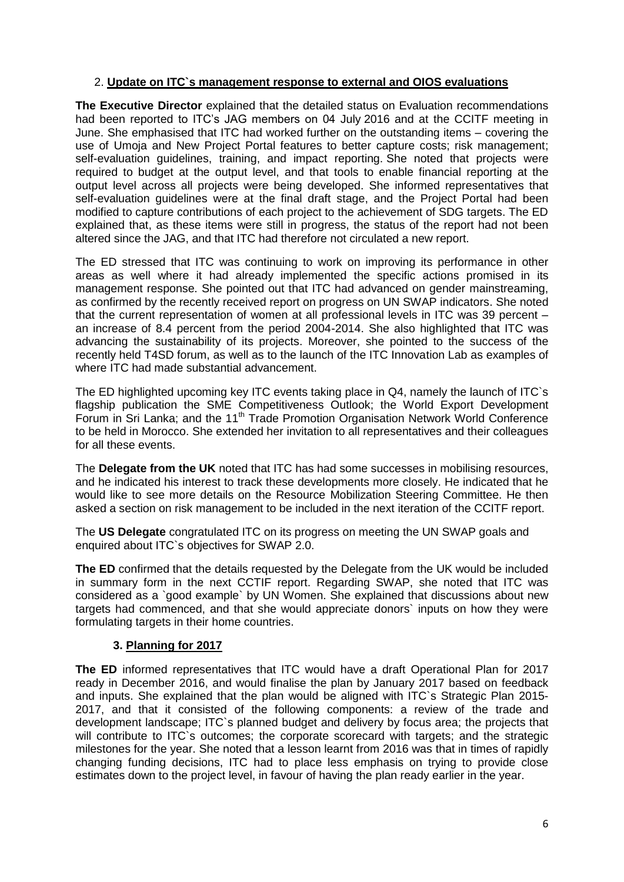## 2. **Update on ITC`s management response to external and OIOS evaluations**

**The Executive Director** explained that the detailed status on Evaluation recommendations had been reported to ITC's JAG members on 04 July 2016 and at the CCITF meeting in June. She emphasised that ITC had worked further on the outstanding items – covering the use of Umoja and New Project Portal features to better capture costs; risk management; self-evaluation guidelines, training, and impact reporting. She noted that projects were required to budget at the output level, and that tools to enable financial reporting at the output level across all projects were being developed. She informed representatives that self-evaluation guidelines were at the final draft stage, and the Project Portal had been modified to capture contributions of each project to the achievement of SDG targets. The ED explained that, as these items were still in progress, the status of the report had not been altered since the JAG, and that ITC had therefore not circulated a new report.

The ED stressed that ITC was continuing to work on improving its performance in other areas as well where it had already implemented the specific actions promised in its management response. She pointed out that ITC had advanced on gender mainstreaming, as confirmed by the recently received report on progress on UN SWAP indicators. She noted that the current representation of women at all professional levels in ITC was 39 percent – an increase of 8.4 percent from the period 2004-2014. She also highlighted that ITC was advancing the sustainability of its projects. Moreover, she pointed to the success of the recently held T4SD forum, as well as to the launch of the ITC Innovation Lab as examples of where ITC had made substantial advancement.

The ED highlighted upcoming key ITC events taking place in Q4, namely the launch of ITC`s flagship publication the SME Competitiveness Outlook; the World Export Development Forum in Sri Lanka; and the 11th Trade Promotion Organisation Network World Conference to be held in Morocco. She extended her invitation to all representatives and their colleagues for all these events.

The **Delegate from the UK** noted that ITC has had some successes in mobilising resources, and he indicated his interest to track these developments more closely. He indicated that he would like to see more details on the Resource Mobilization Steering Committee. He then asked a section on risk management to be included in the next iteration of the CCITF report.

The **US Delegate** congratulated ITC on its progress on meeting the UN SWAP goals and enquired about ITC`s objectives for SWAP 2.0.

**The ED** confirmed that the details requested by the Delegate from the UK would be included in summary form in the next CCTIF report. Regarding SWAP, she noted that ITC was considered as a `good example` by UN Women. She explained that discussions about new targets had commenced, and that she would appreciate donors` inputs on how they were formulating targets in their home countries.

## 3. **Planning for 2017**

**The ED** informed representatives that ITC would have a draft Operational Plan for 2017 ready in December 2016, and would finalise the plan by January 2017 based on feedback and inputs. She explained that the plan would be aligned with ITC`s Strategic Plan 2015-2017, and that it consisted of the following components: a review of the trade and development landscape; ITC`s planned budget and delivery by focus area; the projects that will contribute to ITC`s outcomes; the corporate scorecard with targets; and the strategic milestones for the year. She noted that a lesson learnt from 2016 was that in times of rapidly changing funding decisions, ITC had to place less emphasis on trying to provide close estimates down to the project level, in favour of having the plan ready earlier in the year.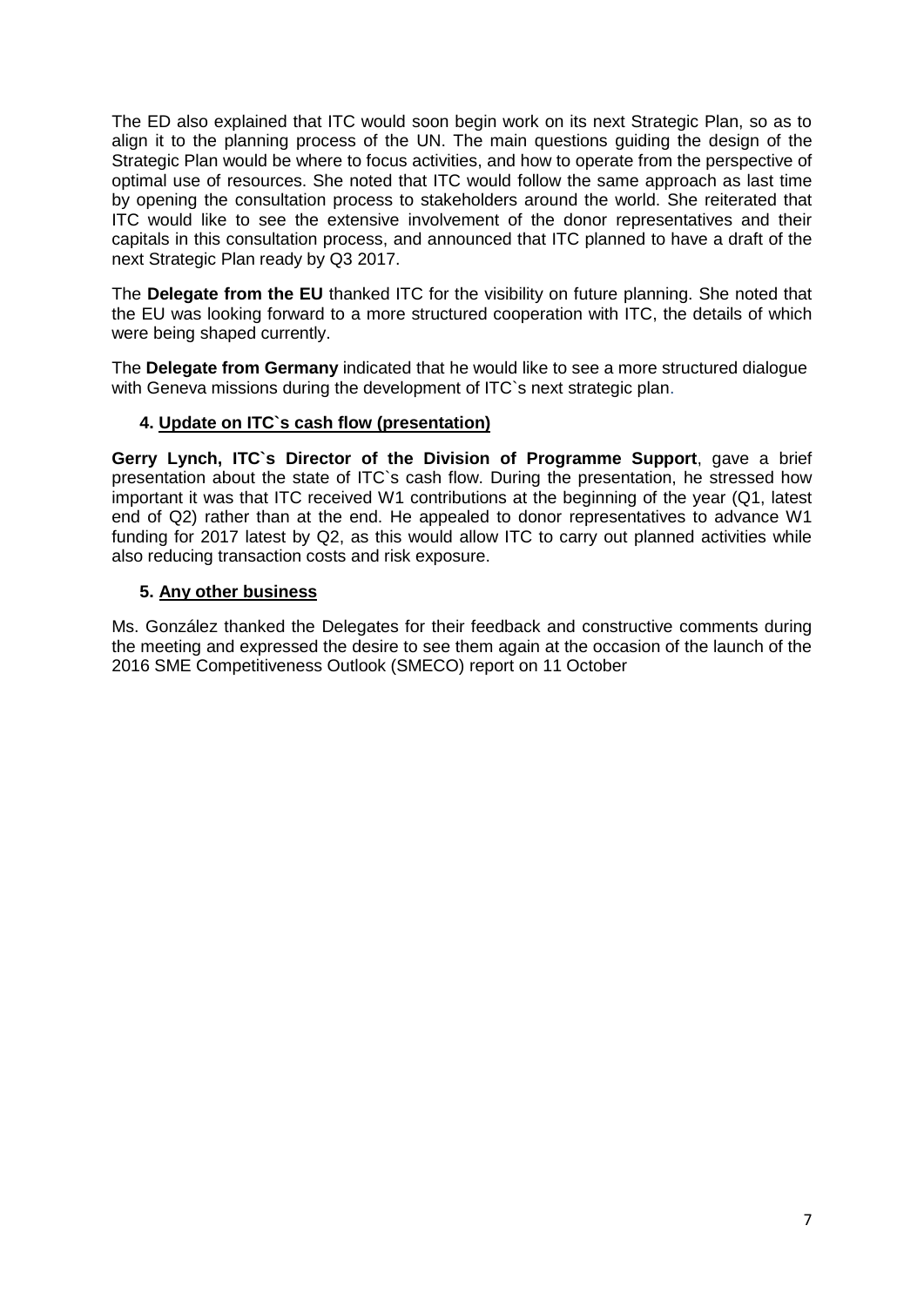The ED also explained that ITC would soon begin work on its next Strategic Plan, so as to align it to the planning process of the UN. The main questions guiding the design of the Strategic Plan would be where to focus activities, and how to operate from the perspective of optimal use of resources. She noted that ITC would follow the same approach as last time by opening the consultation process to stakeholders around the world. She reiterated that ITC would like to see the extensive involvement of the donor representatives and their capitals in this consultation process, and announced that ITC planned to have a draft of the next Strategic Plan ready by Q3 2017.

The **Delegate from the EU** thanked ITC for the visibility on future planning. She noted that the EU was looking forward to a more structured cooperation with ITC, the details of which were being shaped currently.

The **Delegate from Germany** indicated that he would like to see a more structured dialogue with Geneva missions during the development of ITC`s next strategic plan.

#### 4. Update on ITC`s cash flow (presentation)

**Gerry Lynch, ITC`s Director of the Division of Programme Support**, gave a brief presentation about the state of ITC`s cash flow. During the presentation, he stressed how important it was that ITC received W1 contributions at the beginning of the year (Q1, latest end of Q2) rather than at the end. He appealed to donor representatives to advance W1 funding for 2017 latest by Q2, as this would allow ITC to carry out planned activities while also reducing transaction costs and risk exposure.

#### 5. Any other business

Ms. González thanked the Delegates for their feedback and constructive comments during the meeting and expressed the desire to see them again at the occasion of the launch of the 2016 SME Competitiveness Outlook (SMECO) report on 11 October